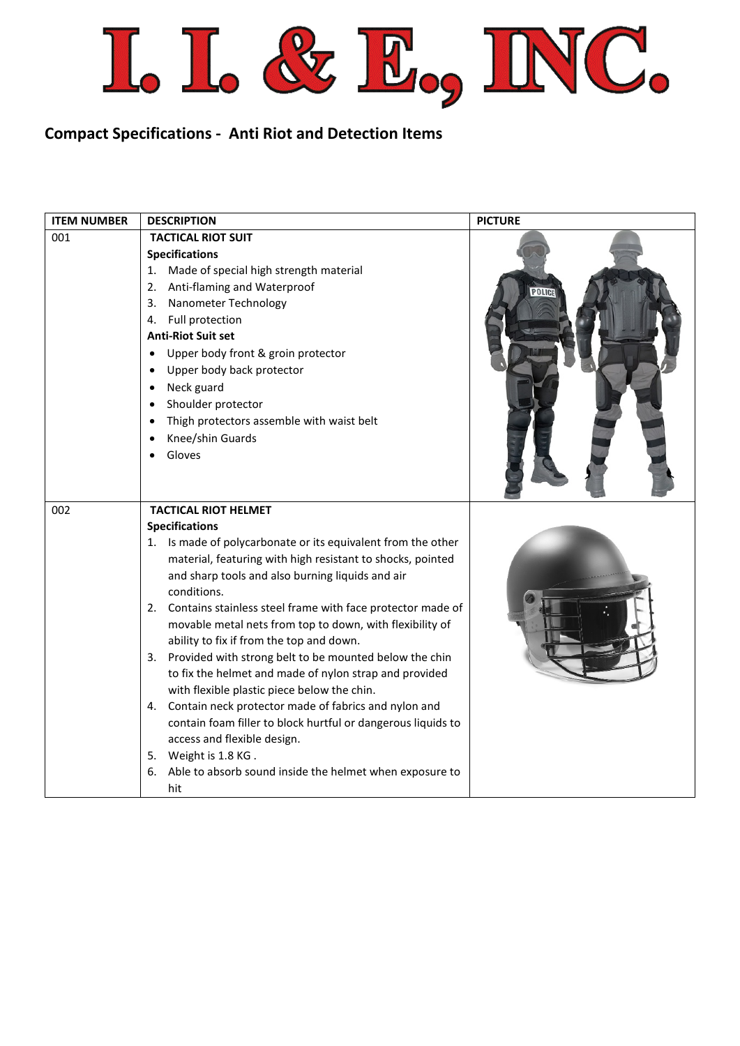# I. I. & E., INC.

## Compact Specifications - Anti Riot and Detection Items

| ITEM NUMBER | DESCRIPTION | PICTURE |
|---|---|---|
| 001 | **TACTICAL RIOT SUIT**<br>**Specifications**<br>1. Made of special high strength material<br>2. Anti-flaming and Waterproof<br>3. Nanometer Technology<br>4. Full protection<br>**Anti-Riot Suit set**<br>• Upper body front & groin protector<br>• Upper body back protector<br>• Neck guard<br>• Shoulder protector<br>• Thigh protectors assemble with waist belt<br>• Knee/shin Guards<br>• Gloves | |
| 002 | **TACTICAL RIOT HELMET**<br>**Specifications**<br>1. Is made of polycarbonate or its equivalent from the other material, featuring with high resistant to shocks, pointed and sharp tools and also burning liquids and air conditions.<br>2. Contains stainless steel frame with face protector made of movable metal nets from top to down, with flexibility of ability to fix if from the top and down.<br>3. Provided with strong belt to be mounted below the chin to fix the helmet and made of nylon strap and provided with flexible plastic piece below the chin.<br>4. Contain neck protector made of fabrics and nylon and contain foam filler to block hurtful or dangerous liquids to access and flexible design.<br>5. Weight is 1.8 KG .<br>6. Able to absorb sound inside the helmet when exposure to hit | |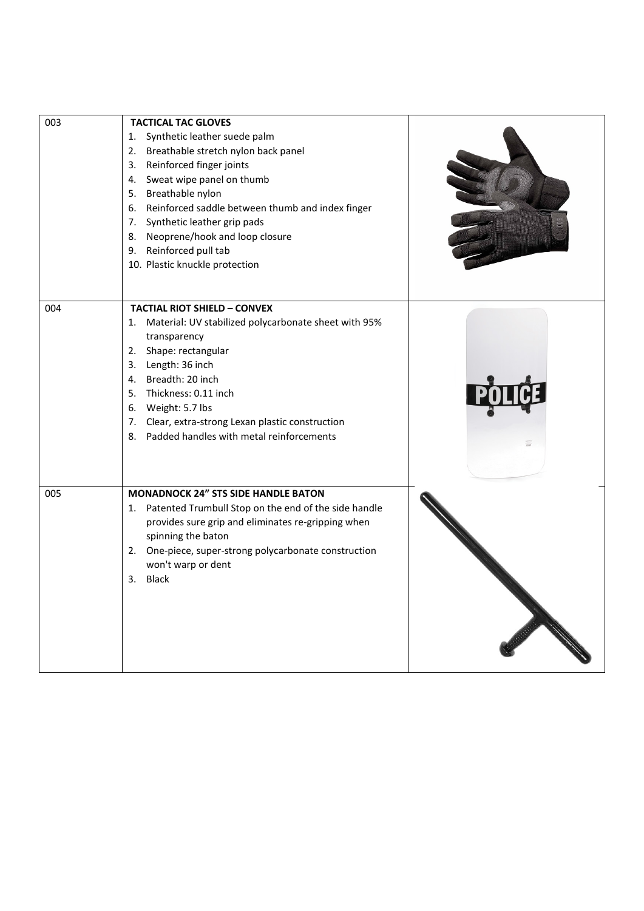| | | |
|---|---|---|
| 003 | **TACTICAL TAC GLOVES**<br>1. Synthetic leather suede palm<br>2. Breathable stretch nylon back panel<br>3. Reinforced finger joints<br>4. Sweat wipe panel on thumb<br>5. Breathable nylon<br>6. Reinforced saddle between thumb and index finger<br>7. Synthetic leather grip pads<br>8. Neoprene/hook and loop closure<br>9. Reinforced pull tab<br>10. Plastic knuckle protection | |
| 004 | **TACTIAL RIOT SHIELD – CONVEX**<br>1. Material: UV stabilized polycarbonate sheet with 95% transparency<br>2. Shape: rectangular<br>3. Length: 36 inch<br>4. Breadth: 20 inch<br>5. Thickness: 0.11 inch<br>6. Weight: 5.7 lbs<br>7. Clear, extra-strong Lexan plastic construction<br>8. Padded handles with metal reinforcements | |
| 005 | **MONADNOCK 24" STS SIDE HANDLE BATON**<br>1. Patented Trumbull Stop on the end of the side handle provides sure grip and eliminates re-gripping when spinning the baton<br>2. One-piece, super-strong polycarbonate construction won't warp or dent<br>3. Black | |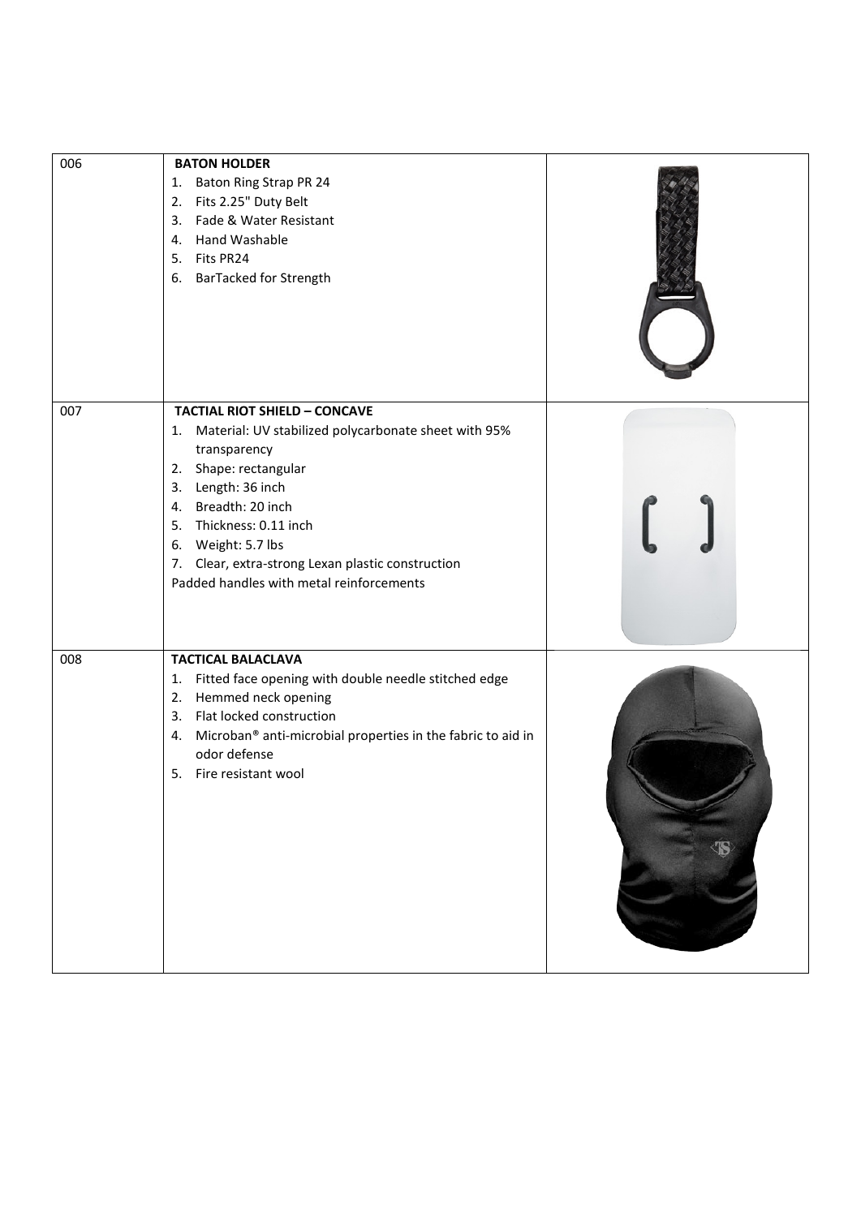| | | |
|---|---|---|
| 006 | **BATON HOLDER**<br>1. Baton Ring Strap PR 24<br>2. Fits 2.25" Duty Belt<br>3. Fade & Water Resistant<br>4. Hand Washable<br>5. Fits PR24<br>6. BarTacked for Strength | |
| 007 | **TACTIAL RIOT SHIELD – CONCAVE**<br>1. Material: UV stabilized polycarbonate sheet with 95% transparency<br>2. Shape: rectangular<br>3. Length: 36 inch<br>4. Breadth: 20 inch<br>5. Thickness: 0.11 inch<br>6. Weight: 5.7 lbs<br>7. Clear, extra-strong Lexan plastic construction<br>Padded handles with metal reinforcements | |
| 008 | **TACTICAL BALACLAVA**<br>1. Fitted face opening with double needle stitched edge<br>2. Hemmed neck opening<br>3. Flat locked construction<br>4. Microban® anti-microbial properties in the fabric to aid in odor defense<br>5. Fire resistant wool | |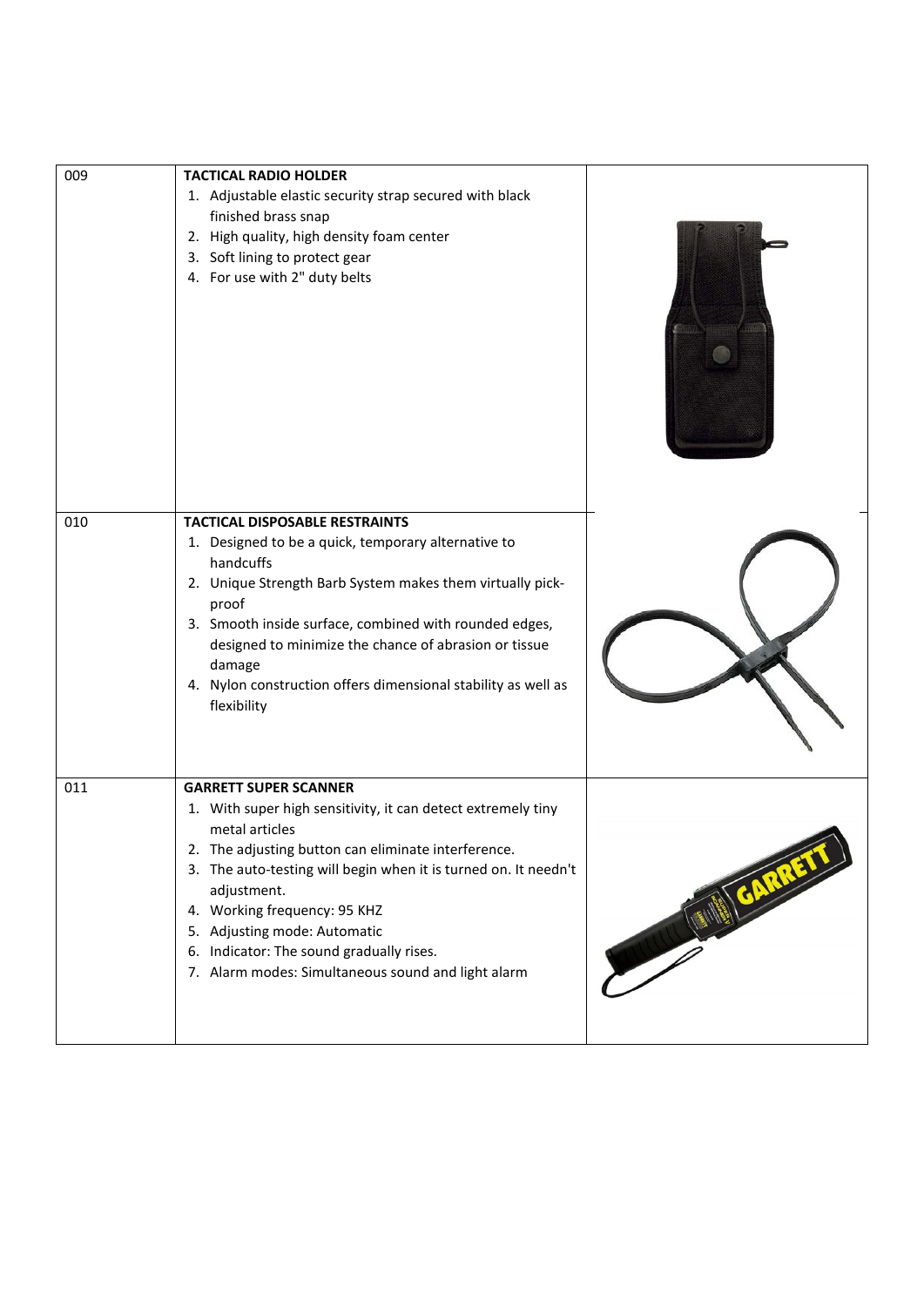| | | |
|---|---|---|
| 009 | **TACTICAL RADIO HOLDER**<br>1. Adjustable elastic security strap secured with black finished brass snap<br>2. High quality, high density foam center<br>3. Soft lining to protect gear<br>4. For use with 2" duty belts | |
| 010 | **TACTICAL DISPOSABLE RESTRAINTS**<br>1. Designed to be a quick, temporary alternative to handcuffs<br>2. Unique Strength Barb System makes them virtually pick-proof<br>3. Smooth inside surface, combined with rounded edges, designed to minimize the chance of abrasion or tissue damage<br>4. Nylon construction offers dimensional stability as well as flexibility | |
| 011 | **GARRETT SUPER SCANNER**<br>1. With super high sensitivity, it can detect extremely tiny metal articles<br>2. The adjusting button can eliminate interference.<br>3. The auto-testing will begin when it is turned on. It needn't adjustment.<br>4. Working frequency: 95 KHZ<br>5. Adjusting mode: Automatic<br>6. Indicator: The sound gradually rises.<br>7. Alarm modes: Simultaneous sound and light alarm | |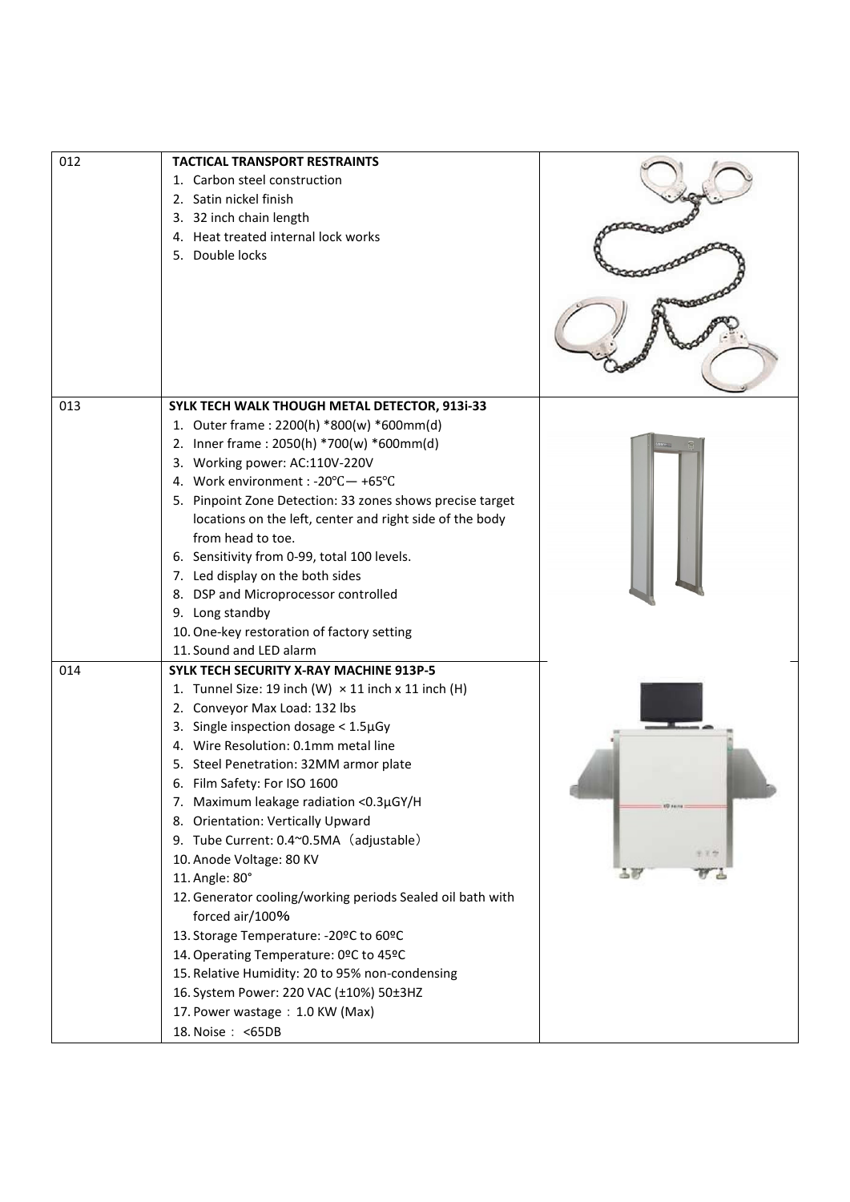| | | |
|---|---|---|
| 012 | **TACTICAL TRANSPORT RESTRAINTS**<br>1. Carbon steel construction<br>2. Satin nickel finish<br>3. 32 inch chain length<br>4. Heat treated internal lock works<br>5. Double locks | |
| 013 | **SYLK TECH WALK THOUGH METAL DETECTOR, 913i-33**<br>1. Outer frame : 2200(h) *800(w) *600mm(d)<br>2. Inner frame : 2050(h) *700(w) *600mm(d)<br>3. Working power: AC:110V-220V<br>4. Work environment : -20℃— +65℃<br>5. Pinpoint Zone Detection: 33 zones shows precise target locations on the left, center and right side of the body from head to toe.<br>6. Sensitivity from 0-99, total 100 levels.<br>7. Led display on the both sides<br>8. DSP and Microprocessor controlled<br>9. Long standby<br>10. One-key restoration of factory setting<br>11. Sound and LED alarm | |
| 014 | **SYLK TECH SECURITY X-RAY MACHINE 913P-5**<br>1. Tunnel Size: 19 inch (W) × 11 inch x 11 inch (H)<br>2. Conveyor Max Load: 132 lbs<br>3. Single inspection dosage < 1.5μGy<br>4. Wire Resolution: 0.1mm metal line<br>5. Steel Penetration: 32MM armor plate<br>6. Film Safety: For ISO 1600<br>7. Maximum leakage radiation <0.3μGY/H<br>8. Orientation: Vertically Upward<br>9. Tube Current: 0.4~0.5MA（adjustable）<br>10. Anode Voltage: 80 KV<br>11. Angle: 80°<br>12. Generator cooling/working periods Sealed oil bath with forced air/100%<br>13. Storage Temperature: -20ºC to 60ºC<br>14. Operating Temperature: 0ºC to 45ºC<br>15. Relative Humidity: 20 to 95% non-condensing<br>16. System Power: 220 VAC (±10%) 50±3HZ<br>17. Power wastage：1.0 KW (Max)<br>18. Noise： <65DB | |